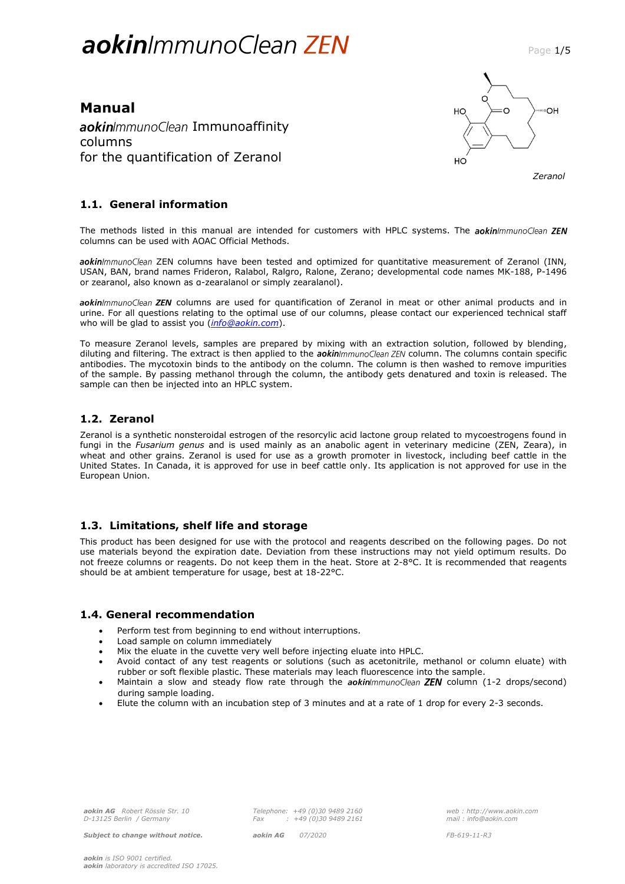# aokinImmunoClean ZEN

## Manual

*aokinImmunoClean* Immunoaffinity columns for the quantification of Zeranol

*Zeranol*

### 1.1. General information

The methods listed in this manual are intended for customers with HPLC systems. The ***aokin**ImmunoClean* ***ZEN*** columns can be used with AOAC Official Methods.

***aokin**ImmunoClean* ZEN columns have been tested and optimized for quantitative measurement of Zeranol (INN, USAN, BAN, brand names Frideron, Ralabol, Ralgro, Ralone, Zerano; developmental code names MK-188, P-1496 or zeranol, also known as α-zearalanol or simply zearalanol).

***aokin**ImmunoClean* ***ZEN*** columns are used for quantification of Zeranol in meat or other animal products and in urine. For all questions relating to the optimal use of our columns, please contact our experienced technical staff who will be glad to assist you (*info@aokin.com*).

To measure Zeranol levels, samples are prepared by mixing with an extraction solution, followed by blending, diluting and filtering. The extract is then applied to the ***aokin**ImmunoClean ZEN* column. The columns contain specific antibodies. The mycotoxin binds to the antibody on the column. The column is then washed to remove impurities of the sample. By passing methanol through the column, the antibody gets denatured and toxin is released. The sample can then be injected into an HPLC system.

### 1.2. Zeranol

Zeranol is a synthetic nonsteroidal estrogen of the resorcylic acid lactone group related to mycoestrogens found in fungi in the *Fusarium genus* and is used mainly as an anabolic agent in veterinary medicine (ZEN, Zeara), in wheat and other grains. Zeranol is used for use as a growth promoter in livestock, including beef cattle in the United States. In Canada, it is approved for use in beef cattle only. Its application is not approved for use in the European Union.

### 1.3. Limitations, shelf life and storage

This product has been designed for use with the protocol and reagents described on the following pages. Do not use materials beyond the expiration date. Deviation from these instructions may not yield optimum results. Do not freeze columns or reagents. Do not keep them in the heat. Store at 2-8°C. It is recommended that reagents should be at ambient temperature for usage, best at 18-22°C.

### 1.4. General recommendation

- Perform test from beginning to end without interruptions.
- Load sample on column immediately
- Mix the eluate in the cuvette very well before injecting eluate into HPLC.
- Avoid contact of any test reagents or solutions (such as acetonitrile, methanol or column eluate) with rubber or soft flexible plastic. These materials may leach fluorescence into the sample.
- Maintain a slow and steady flow rate through the ***aokin**ImmunoClean* ***ZEN*** column (1-2 drops/second) during sample loading.
- Elute the column with an incubation step of 3 minutes and at a rate of 1 drop for every 2-3 seconds.

*aokin AG* Robert Rössle Str. 10
D-13125 Berlin / Germany

Telephone: +49 (0)30 9489 2160
Fax : +49 (0)30 9489 2161

web : http://www.aokin.com
mail : info@aokin.com

**Subject to change without notice.** aokin AG 07/2020 FB-619-11-R3

*aokin* is ISO 9001 certified.
*aokin* laboratory is accredited ISO 17025.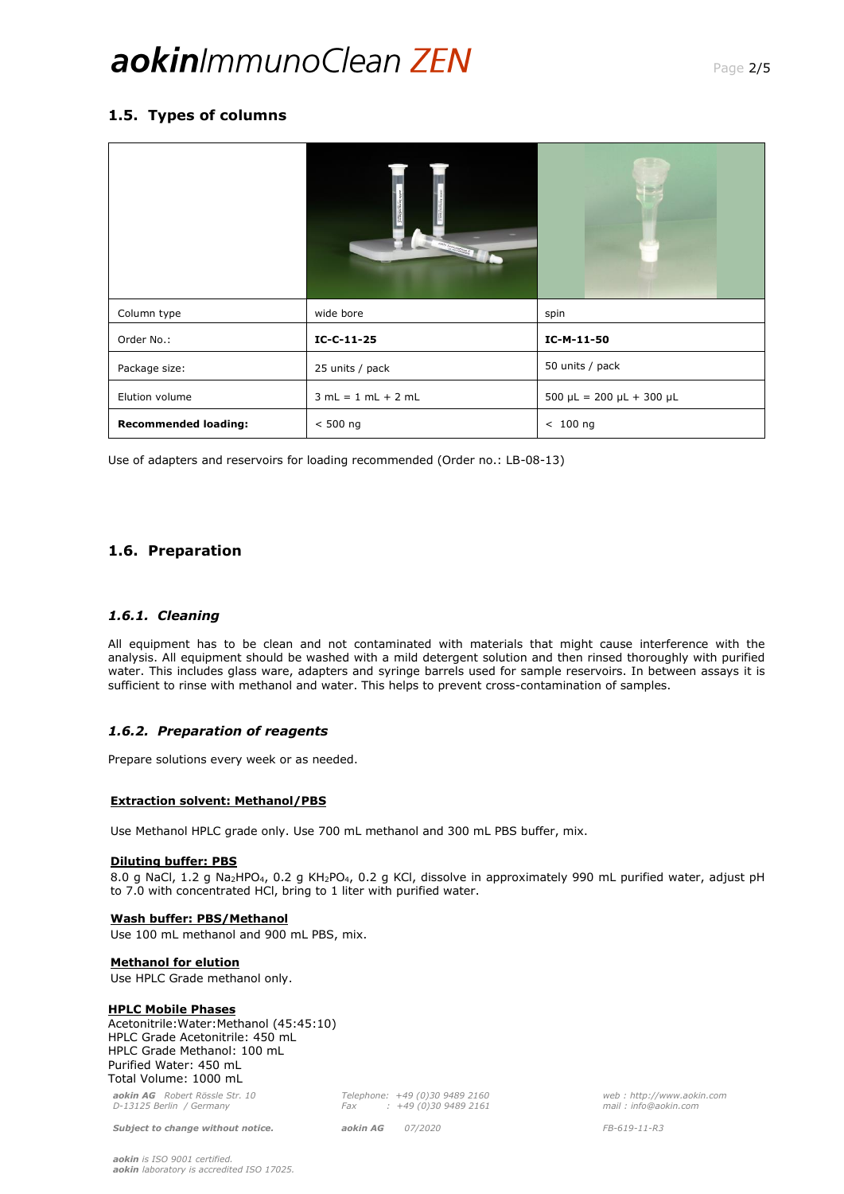## 1.5. Types of columns

| | | |
|---|---|---|
| Column type | wide bore | spin |
| Order No.: | **IC-C-11-25** | **IC-M-11-50** |
| Package size: | 25 units / pack | 50 units / pack |
| Elution volume | 3 mL = 1 mL + 2 mL | 500 µL = 200 µL + 300 µL |
| **Recommended loading:** | < 500 ng | < 100 ng |

Use of adapters and reservoirs for loading recommended (Order no.: LB-08-13)

## 1.6. Preparation

### *1.6.1. Cleaning*

All equipment has to be clean and not contaminated with materials that might cause interference with the analysis. All equipment should be washed with a mild detergent solution and then rinsed thoroughly with purified water. This includes glass ware, adapters and syringe barrels used for sample reservoirs. In between assays it is sufficient to rinse with methanol and water. This helps to prevent cross-contamination of samples.

### *1.6.2. Preparation of reagents*

Prepare solutions every week or as needed.

**Extraction solvent: Methanol/PBS**

Use Methanol HPLC grade only. Use 700 mL methanol and 300 mL PBS buffer, mix.

**Diluting buffer: PBS**

8.0 g NaCl, 1.2 g $Na_2HPO_4$, 0.2 g $KH_2PO_4$, 0.2 g KCl, dissolve in approximately 990 mL purified water, adjust pH to 7.0 with concentrated HCl, bring to 1 liter with purified water.

**Wash buffer: PBS/Methanol**

Use 100 mL methanol and 900 mL PBS, mix.

**Methanol for elution**

Use HPLC Grade methanol only.

**HPLC Mobile Phases**

Acetonitrile:Water:Methanol (45:45:10)
HPLC Grade Acetonitrile: 450 mL
HPLC Grade Methanol: 100 mL
Purified Water: 450 mL
Total Volume: 1000 mL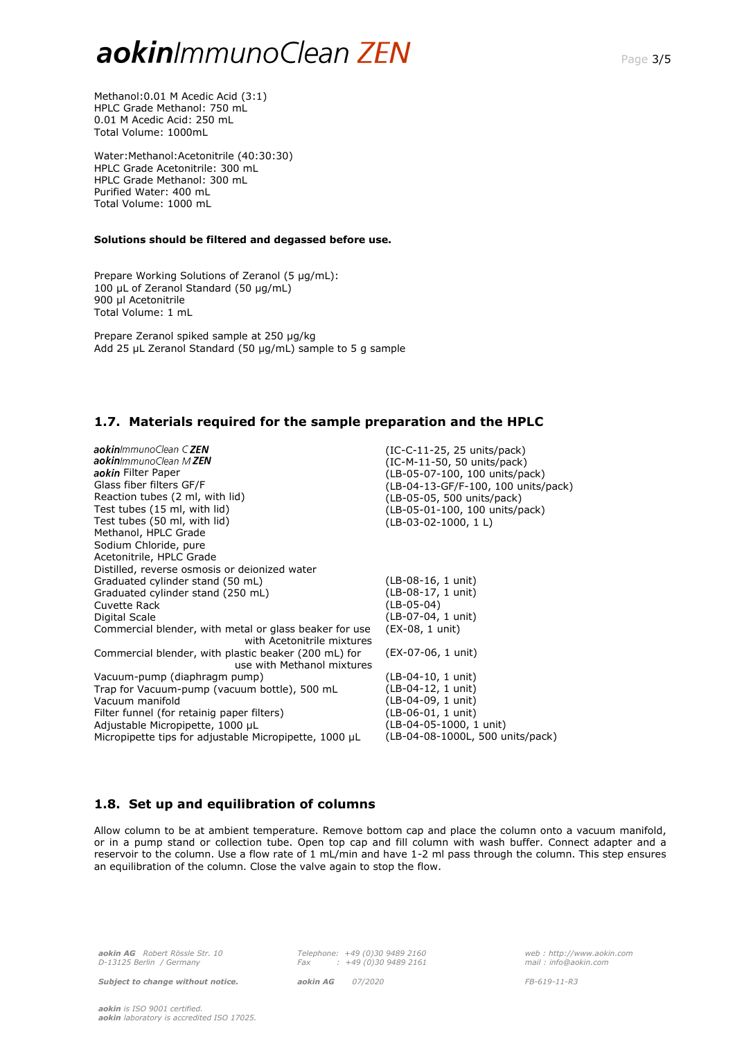Methanol:0.01 M Acedic Acid (3:1)
HPLC Grade Methanol: 750 mL
0.01 M Acedic Acid: 250 mL
Total Volume: 1000mL

Water:Methanol:Acetonitrile (40:30:30)
HPLC Grade Acetonitrile: 300 mL
HPLC Grade Methanol: 300 mL
Purified Water: 400 mL
Total Volume: 1000 mL

**Solutions should be filtered and degassed before use.**

Prepare Working Solutions of Zeranol (5 µg/mL):
100 µL of Zeranol Standard (50 µg/mL)
900 µl Acetonitrile
Total Volume: 1 mL

Prepare Zeranol spiked sample at 250 µg/kg
Add 25 µL Zeranol Standard (50 µg/mL) sample to 5 g sample

## 1.7. Materials required for the sample preparation and the HPLC

| | |
|---|---|
| ***aokin****ImmunoClean C* ***ZEN*** | (IC-C-11-25, 25 units/pack) |
| ***aokin****ImmunoClean M* ***ZEN*** | (IC-M-11-50, 50 units/pack) |
| ***aokin*** Filter Paper | (LB-05-07-100, 100 units/pack) |
| Glass fiber filters GF/F | (LB-04-13-GF/F-100, 100 units/pack) |
| Reaction tubes (2 ml, with lid) | (LB-05-05, 500 units/pack) |
| Test tubes (15 ml, with lid) | (LB-05-01-100, 100 units/pack) |
| Test tubes (50 ml, with lid) | (LB-03-02-1000, 1 L) |
| Methanol, HPLC Grade | |
| Sodium Chloride, pure | |
| Acetonitrile, HPLC Grade | |
| Distilled, reverse osmosis or deionized water | |
| Graduated cylinder stand (50 mL) | (LB-08-16, 1 unit) |
| Graduated cylinder stand (250 mL) | (LB-08-17, 1 unit) |
| Cuvette Rack | (LB-05-04) |
| Digital Scale | (LB-07-04, 1 unit) |
| Commercial blender, with metal or glass beaker for use with Acetonitrile mixtures | (EX-08, 1 unit) |
| Commercial blender, with plastic beaker (200 mL) for use with Methanol mixtures | (EX-07-06, 1 unit) |
| Vacuum-pump (diaphragm pump) | (LB-04-10, 1 unit) |
| Trap for Vacuum-pump (vacuum bottle), 500 mL | (LB-04-12, 1 unit) |
| Vacuum manifold | (LB-04-09, 1 unit) |
| Filter funnel (for retainig paper filters) | (LB-06-01, 1 unit) |
| Adjustable Micropipette, 1000 µL | (LB-04-05-1000, 1 unit) |
| Micropipette tips for adjustable Micropipette, 1000 µL | (LB-04-08-1000L, 500 units/pack) |

## 1.8. Set up and equilibration of columns

Allow column to be at ambient temperature. Remove bottom cap and place the column onto a vacuum manifold, or in a pump stand or collection tube. Open top cap and fill column with wash buffer. Connect adapter and a reservoir to the column. Use a flow rate of 1 mL/min and have 1-2 ml pass through the column. This step ensures an equilibration of the column. Close the valve again to stop the flow.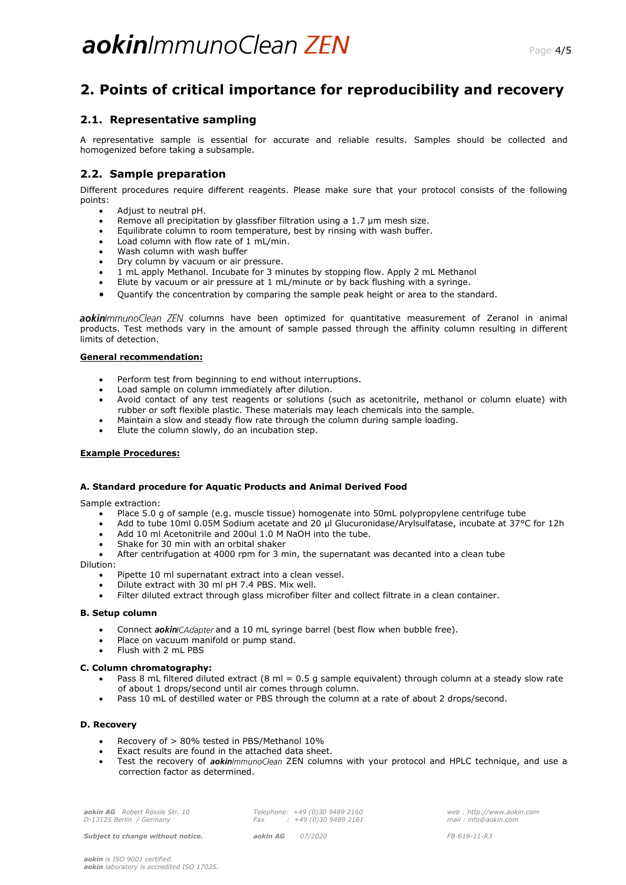## 2. Points of critical importance for reproducibility and recovery

### 2.1. Representative sampling

A representative sample is essential for accurate and reliable results. Samples should be collected and homogenized before taking a subsample.

### 2.2. Sample preparation

Different procedures require different reagents. Please make sure that your protocol consists of the following points:

- Adjust to neutral pH.
- Remove all precipitation by glassfiber filtration using a 1.7 µm mesh size.
- Equilibrate column to room temperature, best by rinsing with wash buffer.
- Load column with flow rate of 1 mL/min.
- Wash column with wash buffer
- Dry column by vacuum or air pressure.
- 1 mL apply Methanol. Incubate for 3 minutes by stopping flow. Apply 2 mL Methanol
- Elute by vacuum or air pressure at 1 mL/minute or by back flushing with a syringe.
- Quantify the concentration by comparing the sample peak height or area to the standard.

***aokin****ImmunoClean ZEN* columns have been optimized for quantitative measurement of Zeranol in animal products. Test methods vary in the amount of sample passed through the affinity column resulting in different limits of detection.

**General recommendation:**

- Perform test from beginning to end without interruptions.
- Load sample on column immediately after dilution.
- Avoid contact of any test reagents or solutions (such as acetonitrile, methanol or column eluate) with rubber or soft flexible plastic. These materials may leach chemicals into the sample.
- Maintain a slow and steady flow rate through the column during sample loading.
- Elute the column slowly, do an incubation step.

**Example Procedures:**

#### A. Standard procedure for Aquatic Products and Animal Derived Food

Sample extraction:

- Place 5.0 g of sample (e.g. muscle tissue) homogenate into 50mL polypropylene centrifuge tube
- Add to tube 10ml 0.05M Sodium acetate and 20 µl Glucuronidase/Arylsulfatase, incubate at 37°C for 12h
- Add 10 ml Acetonitrile and 200ul 1.0 M NaOH into the tube.
- Shake for 30 min with an orbital shaker
- After centrifugation at 4000 rpm for 3 min, the supernatant was decanted into a clean tube

Dilution:

- Pipette 10 ml supernatant extract into a clean vessel.
- Dilute extract with 30 ml pH 7.4 PBS. Mix well.
- Filter diluted extract through glass microfiber filter and collect filtrate in a clean container.

#### B. Setup column

- Connect ***aokin****ICAdapter* and a 10 mL syringe barrel (best flow when bubble free).
- Place on vacuum manifold or pump stand.
- Flush with 2 mL PBS

#### C. Column chromatography:

- Pass 8 mL filtered diluted extract (8 ml = 0.5 g sample equivalent) through column at a steady slow rate of about 1 drops/second until air comes through column.
- Pass 10 mL of destilled water or PBS through the column at a rate of about 2 drops/second.

#### D. Recovery

- Recovery of > 80% tested in PBS/Methanol 10%
- Exact results are found in the attached data sheet.
- Test the recovery of ***aokin****ImmunoClean* ZEN columns with your protocol and HPLC technique, and use a correction factor as determined.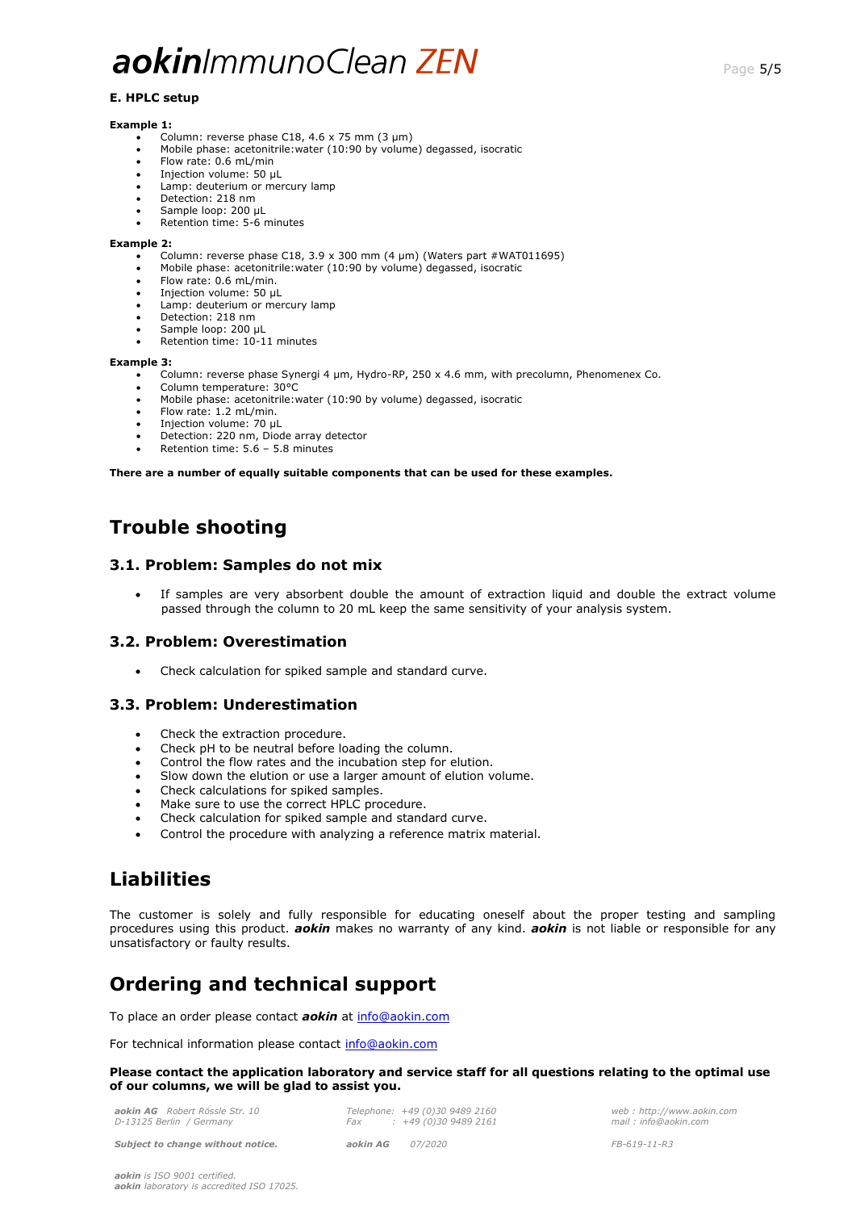**E. HPLC setup**

**Example 1:**

- Column: reverse phase C18, 4.6 x 75 mm (3 µm)
- Mobile phase: acetonitrile:water (10:90 by volume) degassed, isocratic
- Flow rate: 0.6 mL/min
- Injection volume: 50 µL
- Lamp: deuterium or mercury lamp
- Detection: 218 nm
- Sample loop: 200 µL
- Retention time: 5-6 minutes

**Example 2:**

- Column: reverse phase C18, 3.9 x 300 mm (4 µm) (Waters part #WAT011695)
- Mobile phase: acetonitrile:water (10:90 by volume) degassed, isocratic
- Flow rate: 0.6 mL/min.
- Injection volume: 50 µL
- Lamp: deuterium or mercury lamp
- Detection: 218 nm
- Sample loop: 200 µL
- Retention time: 10-11 minutes

**Example 3:**

- Column: reverse phase Synergi 4 µm, Hydro-RP, 250 x 4.6 mm, with precolumn, Phenomenex Co.
- Column temperature: 30°C
- Mobile phase: acetonitrile:water (10:90 by volume) degassed, isocratic
- Flow rate: 1.2 mL/min.
- Injection volume: 70 µL
- Detection: 220 nm, Diode array detector
- Retention time: 5.6 – 5.8 minutes

**There are a number of equally suitable components that can be used for these examples.**

# Trouble shooting

## 3.1. Problem: Samples do not mix

- If samples are very absorbent double the amount of extraction liquid and double the extract volume passed through the column to 20 mL keep the same sensitivity of your analysis system.

## 3.2. Problem: Overestimation

- Check calculation for spiked sample and standard curve.

## 3.3. Problem: Underestimation

- Check the extraction procedure.
- Check pH to be neutral before loading the column.
- Control the flow rates and the incubation step for elution.
- Slow down the elution or use a larger amount of elution volume.
- Check calculations for spiked samples.
- Make sure to use the correct HPLC procedure.
- Check calculation for spiked sample and standard curve.
- Control the procedure with analyzing a reference matrix material.

# Liabilities

The customer is solely and fully responsible for educating oneself about the proper testing and sampling procedures using this product. ***aokin*** makes no warranty of any kind. ***aokin*** is not liable or responsible for any unsatisfactory or faulty results.

# Ordering and technical support

To place an order please contact ***aokin*** at info@aokin.com

For technical information please contact info@aokin.com

**Please contact the application laboratory and service staff for all questions relating to the optimal use of our columns, we will be glad to assist you.**

***aokin AG*** *Robert Rössle Str. 10*
*D-13125 Berlin / Germany*

*Telephone: +49 (0)30 9489 2160*
*Fax : +49 (0)30 9489 2161*

*web : http://www.aokin.com*
*mail : info@aokin.com*

***Subject to change without notice.*** ***aokin AG*** *07/2020* *FB-619-11-R3*

***aokin*** *is ISO 9001 certified.*
***aokin*** *laboratory is accredited ISO 17025.*